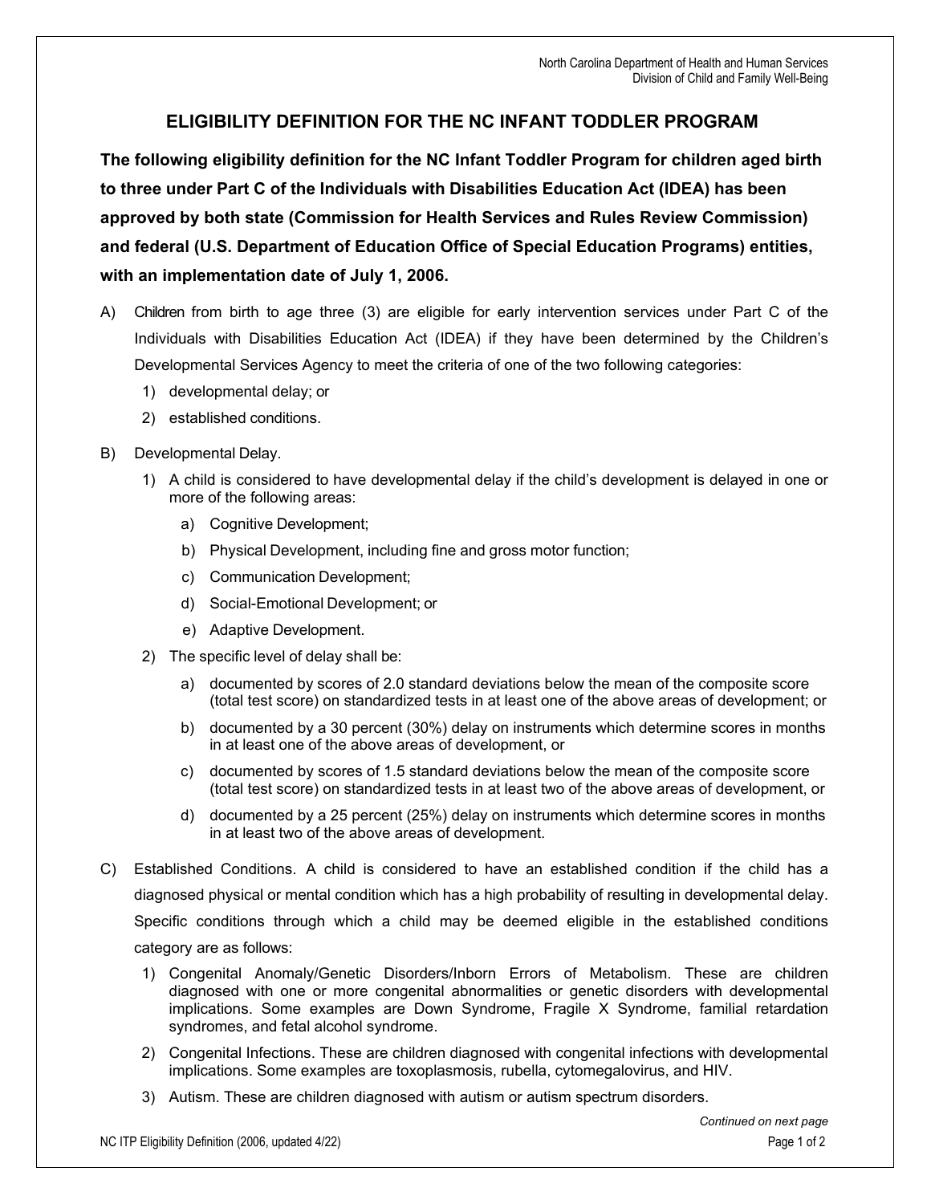# ELIGIBILITY DEFINITION FOR THE NC INFANT TODDLER PROGRAM

**The following eligibility definition for the NC Infant Toddler Program for children aged birth to three under Part C of the Individuals with Disabilities Education Act (IDEA) has been approved by both state (Commission for Health Services and Rules Review Commission) and federal (U.S. Department of Education Office of Special Education Programs) entities, with an implementation date of July 1, 2006.**

A) Children from birth to age three (3) are eligible for early intervention services under Part C of the Individuals with Disabilities Education Act (IDEA) if they have been determined by the Children's Developmental Services Agency to meet the criteria of one of the two following categories:

   1) developmental delay; or
   2) established conditions.

B) Developmental Delay.

   1) A child is considered to have developmental delay if the child's development is delayed in one or more of the following areas:

      a) Cognitive Development;
      b) Physical Development, including fine and gross motor function;
      c) Communication Development;
      d) Social-Emotional Development; or
      e) Adaptive Development.

   2) The specific level of delay shall be:

      a) documented by scores of 2.0 standard deviations below the mean of the composite score (total test score) on standardized tests in at least one of the above areas of development; or
      b) documented by a 30 percent (30%) delay on instruments which determine scores in months in at least one of the above areas of development, or
      c) documented by scores of 1.5 standard deviations below the mean of the composite score (total test score) on standardized tests in at least two of the above areas of development, or
      d) documented by a 25 percent (25%) delay on instruments which determine scores in months in at least two of the above areas of development.

C) Established Conditions. A child is considered to have an established condition if the child has a diagnosed physical or mental condition which has a high probability of resulting in developmental delay. Specific conditions through which a child may be deemed eligible in the established conditions category are as follows:

   1) Congenital Anomaly/Genetic Disorders/Inborn Errors of Metabolism. These are children diagnosed with one or more congenital abnormalities or genetic disorders with developmental implications. Some examples are Down Syndrome, Fragile X Syndrome, familial retardation syndromes, and fetal alcohol syndrome.
   2) Congenital Infections. These are children diagnosed with congenital infections with developmental implications. Some examples are toxoplasmosis, rubella, cytomegalovirus, and HIV.
   3) Autism. These are children diagnosed with autism or autism spectrum disorders.

*Continued on next page*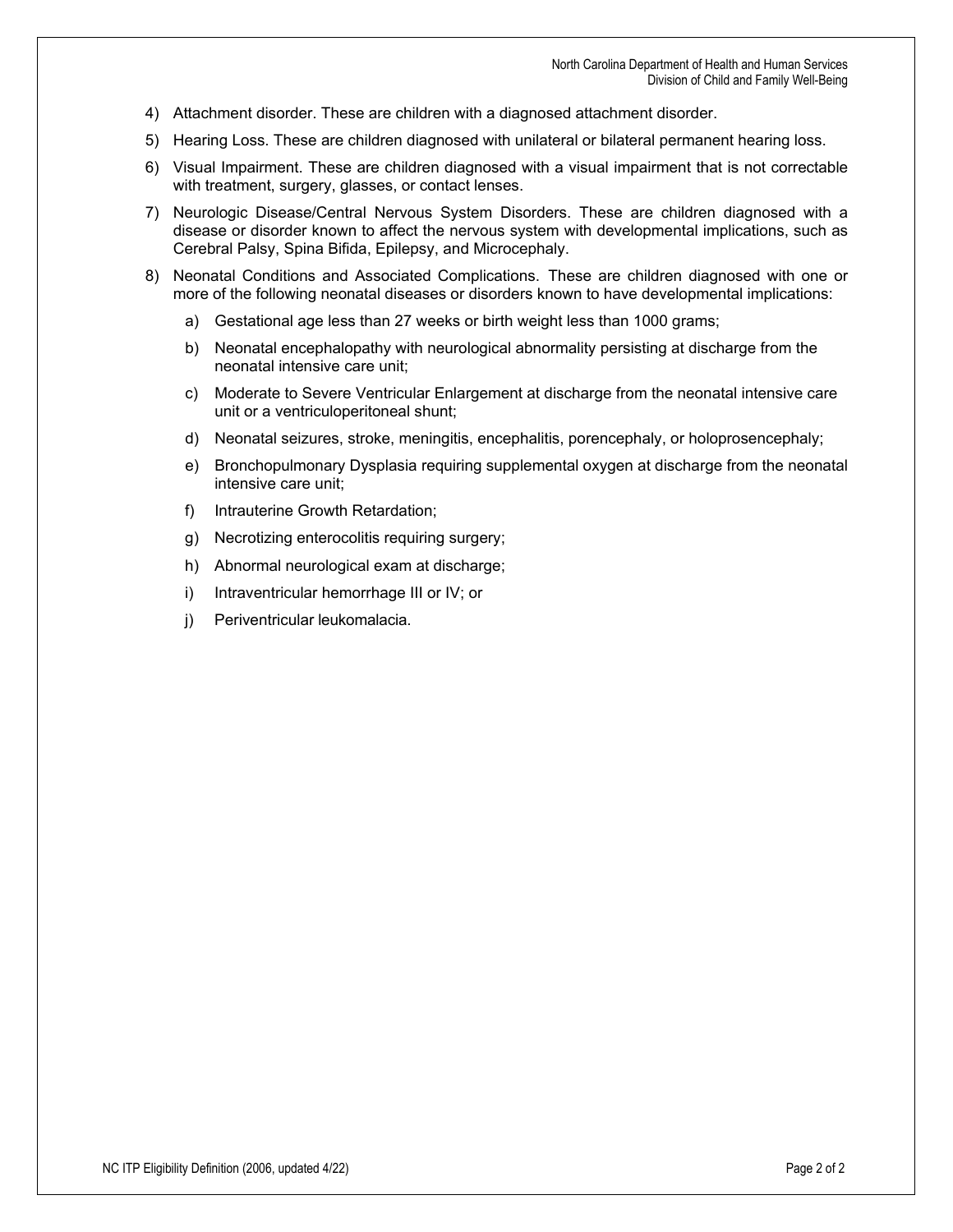4) Attachment disorder. These are children with a diagnosed attachment disorder.
5) Hearing Loss. These are children diagnosed with unilateral or bilateral permanent hearing loss.
6) Visual Impairment. These are children diagnosed with a visual impairment that is not correctable with treatment, surgery, glasses, or contact lenses.
7) Neurologic Disease/Central Nervous System Disorders. These are children diagnosed with a disease or disorder known to affect the nervous system with developmental implications, such as Cerebral Palsy, Spina Bifida, Epilepsy, and Microcephaly.
8) Neonatal Conditions and Associated Complications. These are children diagnosed with one or more of the following neonatal diseases or disorders known to have developmental implications:
    a) Gestational age less than 27 weeks or birth weight less than 1000 grams;
    b) Neonatal encephalopathy with neurological abnormality persisting at discharge from the neonatal intensive care unit;
    c) Moderate to Severe Ventricular Enlargement at discharge from the neonatal intensive care unit or a ventriculoperitoneal shunt;
    d) Neonatal seizures, stroke, meningitis, encephalitis, porencephaly, or holoprosencephaly;
    e) Bronchopulmonary Dysplasia requiring supplemental oxygen at discharge from the neonatal intensive care unit;
    f) Intrauterine Growth Retardation;
    g) Necrotizing enterocolitis requiring surgery;
    h) Abnormal neurological exam at discharge;
    i) Intraventricular hemorrhage III or IV; or
    j) Periventricular leukomalacia.